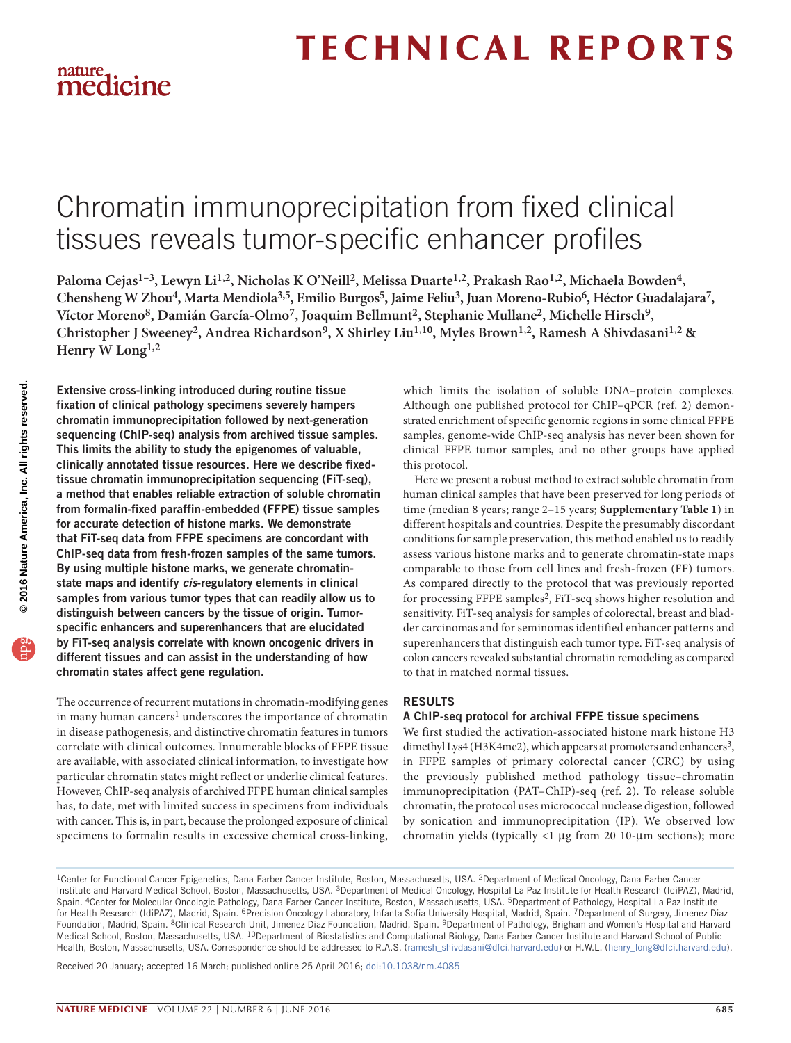# Chromatin immunoprecipitation from fixed clinical tissues reveals tumor-specific enhancer profiles

**Paloma Cejas[1–3], Lewyn Li[1,2], Nicholas K O'Neill[2], Melissa Duarte[1,2], Prakash Rao[1,2], Michaela Bowden[4], Chensheng W Zhou[4], Marta Mendiola[3,5], Emilio Burgos[5], Jaime Feliu[3], Juan Moreno-Rubio[6], Héctor Guadalajara[7], Víctor Moreno[8], Damián García-Olmo[7], Joaquim Bellmunt[2], Stephanie Mullane[2], Michelle Hirsch[9], Christopher J Sweeney[2], Andrea Richardson[9], X Shirley Liu[1,10], Myles Brown[1,2], Ramesh A Shivdasani[1,2] & Henry W Long[1,2]**

**Extensive cross-linking introduced during routine tissue fixation of clinical pathology specimens severely hampers chromatin immunoprecipitation followed by next-generation sequencing (ChIP-seq) analysis from archived tissue samples. This limits the ability to study the epigenomes of valuable, clinically annotated tissue resources. Here we describe fixed-tissue chromatin immunoprecipitation sequencing (FiT-seq), a method that enables reliable extraction of soluble chromatin from formalin-fixed paraffin-embedded (FFPE) tissue samples for accurate detection of histone marks. We demonstrate that FiT-seq data from FFPE specimens are concordant with ChIP-seq data from fresh-frozen samples of the same tumors. By using multiple histone marks, we generate chromatin-state maps and identify *cis*-regulatory elements in clinical samples from various tumor types that can readily allow us to distinguish between cancers by the tissue of origin. Tumor-specific enhancers and superenhancers that are elucidated by FiT-seq analysis correlate with known oncogenic drivers in different tissues and can assist in the understanding of how chromatin states affect gene regulation.**

The occurrence of recurrent mutations in chromatin-modifying genes in many human cancers[1] underscores the importance of chromatin in disease pathogenesis, and distinctive chromatin features in tumors correlate with clinical outcomes. Innumerable blocks of FFPE tissue are available, with associated clinical information, to investigate how particular chromatin states might reflect or underlie clinical features. However, ChIP-seq analysis of archived FFPE human clinical samples has, to date, met with limited success in specimens from individuals with cancer. This is, in part, because the prolonged exposure of clinical specimens to formalin results in excessive chemical cross-linking, which limits the isolation of soluble DNA–protein complexes. Although one published protocol for ChIP–qPCR (ref. 2) demonstrated enrichment of specific genomic regions in some clinical FFPE samples, genome-wide ChIP-seq analysis has never been shown for clinical FFPE tumor samples, and no other groups have applied this protocol.

Here we present a robust method to extract soluble chromatin from human clinical samples that have been preserved for long periods of time (median 8 years; range 2–15 years; **Supplementary Table 1**) in different hospitals and countries. Despite the presumably discordant conditions for sample preservation, this method enabled us to readily assess various histone marks and to generate chromatin-state maps comparable to those from cell lines and fresh-frozen (FF) tumors. As compared directly to the protocol that was previously reported for processing FFPE samples[2], FiT-seq shows higher resolution and sensitivity. FiT-seq analysis for samples of colorectal, breast and bladder carcinomas and for seminomas identified enhancer patterns and superenhancers that distinguish each tumor type. FiT-seq analysis of colon cancers revealed substantial chromatin remodeling as compared to that in matched normal tissues.

## RESULTS

### A ChIP-seq protocol for archival FFPE tissue specimens

We first studied the activation-associated histone mark histone H3 dimethyl Lys4 (H3K4me2), which appears at promoters and enhancers[3], in FFPE samples of primary colorectal cancer (CRC) by using the previously published method pathology tissue–chromatin immunoprecipitation (PAT–ChIP)-seq (ref. 2). To release soluble chromatin, the protocol uses micrococcal nuclease digestion, followed by sonication and immunoprecipitation (IP). We observed low chromatin yields (typically <1 μg from 20 10-μm sections); more

[1]Center for Functional Cancer Epigenetics, Dana-Farber Cancer Institute, Boston, Massachusetts, USA. [2]Department of Medical Oncology, Dana-Farber Cancer Institute and Harvard Medical School, Boston, Massachusetts, USA. [3]Department of Medical Oncology, Hospital La Paz Institute for Health Research (IdiPAZ), Madrid, Spain. [4]Center for Molecular Oncologic Pathology, Dana-Farber Cancer Institute, Boston, Massachusetts, USA. [5]Department of Pathology, Hospital La Paz Institute for Health Research (IdiPAZ), Madrid, Spain. [6]Precision Oncology Laboratory, Infanta Sofia University Hospital, Madrid, Spain. [7]Department of Surgery, Jimenez Diaz Foundation, Madrid, Spain. [8]Clinical Research Unit, Jimenez Diaz Foundation, Madrid, Spain. [9]Department of Pathology, Brigham and Women's Hospital and Harvard Medical School, Boston, Massachusetts, USA. [10]Department of Biostatistics and Computational Biology, Dana-Farber Cancer Institute and Harvard School of Public Health, Boston, Massachusetts, USA. Correspondence should be addressed to R.A.S. (ramesh_shivdasani@dfci.harvard.edu) or H.W.L. (henry_long@dfci.harvard.edu).

Received 20 January; accepted 16 March; published online 25 April 2016; doi:10.1038/nm.4085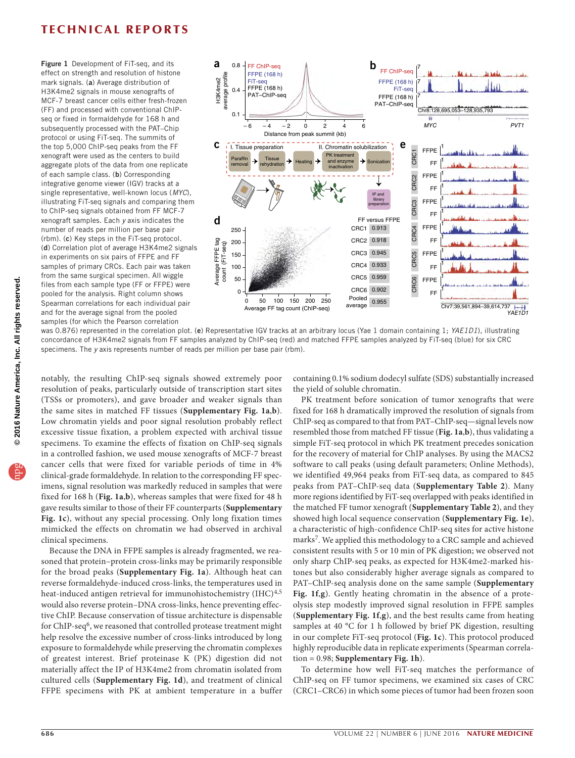**Figure 1** Development of FiT-seq, and its effect on strength and resolution of histone mark signals. (**a**) Average distribution of H3K4me2 signals in mouse xenografts of MCF-7 breast cancer cells either fresh-frozen (FF) and processed with conventional ChIP-seq or fixed in formaldehyde for 168 h and subsequently processed with the PAT–Chip protocol or using FiT-seq. The summits of the top 5,000 ChIP-seq peaks from the FF xenograft were used as the centers to build aggregate plots of the data from one replicate of each sample class. (**b**) Corresponding integrative genome viewer (IGV) tracks at a single representative, well-known locus (*MYC*), illustrating FiT-seq signals and comparing them to ChIP-seq signals obtained from FF MCF-7 xenograft samples. Each *y* axis indicates the number of reads per million per base pair (rbm). (**c**) Key steps in the FiT-seq protocol. (**d**) Correlation plot of average H3K4me2 signals in experiments on six pairs of FFPE and FF samples of primary CRCs. Each pair was taken from the same surgical specimen. All wiggle files from each sample type (FF or FFPE) were pooled for the analysis. Right column shows Spearman correlations for each individual pair and for the average signal from the pooled samples (for which the Pearson correlation was 0.876) represented in the correlation plot. (**e**) Representative IGV tracks at an arbitrary locus (Yae 1 domain containing 1; *YAE1D1*), illustrating concordance of H3K4me2 signals from FF samples analyzed by ChIP-seq (red) and matched FFPE samples analyzed by FiT-seq (blue) for six CRC specimens. The *y* axis represents number of reads per million per base pair (rbm).

notably, the resulting ChIP-seq signals showed extremely poor resolution of peaks, particularly outside of transcription start sites (TSSs or promoters), and gave broader and weaker signals than the same sites in matched FF tissues (**Supplementary Fig. 1a**,**b**). Low chromatin yields and poor signal resolution probably reflect excessive tissue fixation, a problem expected with archival tissue specimens. To examine the effects of fixation on ChIP-seq signals in a controlled fashion, we used mouse xenografts of MCF-7 breast cancer cells that were fixed for variable periods of time in 4% clinical-grade formaldehyde. In relation to the corresponding FF specimens, signal resolution was markedly reduced in samples that were fixed for 168 h (**Fig. 1a**,**b**), whereas samples that were fixed for 48 h gave results similar to those of their FF counterparts (**Supplementary Fig. 1c**), without any special processing. Only long fixation times mimicked the effects on chromatin we had observed in archival clinical specimens.

Because the DNA in FFPE samples is already fragmented, we reasoned that protein–protein cross-links may be primarily responsible for the broad peaks (**Supplementary Fig. 1a**). Although heat can reverse formaldehyde-induced cross-links, the temperatures used in heat-induced antigen retrieval for immunohistochemistry (IHC)[4,5] would also reverse protein–DNA cross-links, hence preventing effective ChIP. Because conservation of tissue architecture is dispensable for ChIP-seq[6], we reasoned that controlled protease treatment might help resolve the excessive number of cross-links introduced by long exposure to formaldehyde while preserving the chromatin complexes of greatest interest. Brief proteinase K (PK) digestion did not materially affect the IP of H3K4me2 from chromatin isolated from cultured cells (**Supplementary Fig. 1d**), and treatment of clinical FFPE specimens with PK at ambient temperature in a buffer containing 0.1% sodium dodecyl sulfate (SDS) substantially increased the yield of soluble chromatin.

PK treatment before sonication of tumor xenografts that were fixed for 168 h dramatically improved the resolution of signals from ChIP-seq as compared to that from PAT–ChIP-seq—signal levels now resembled those from matched FF tissue (**Fig. 1a**,**b**), thus validating a simple FiT-seq protocol in which PK treatment precedes sonication for the recovery of material for ChIP analyses. By using the MACS2 software to call peaks (using default parameters; Online Methods), we identified 49,964 peaks from FiT-seq data, as compared to 845 peaks from PAT–ChIP-seq data (**Supplementary Table 2**). Many more regions identified by FiT-seq overlapped with peaks identified in the matched FF tumor xenograft (**Supplementary Table 2**), and they showed high local sequence conservation (**Supplementary Fig. 1e**), a characteristic of high-confidence ChIP-seq sites for active histone marks[7]. We applied this methodology to a CRC sample and achieved consistent results with 5 or 10 min of PK digestion; we observed not only sharp ChIP-seq peaks, as expected for H3K4me2-marked histones but also considerably higher average signals as compared to PAT–ChIP-seq analysis done on the same sample (**Supplementary Fig. 1f**,**g**). Gently heating chromatin in the absence of a proteolysis step modestly improved signal resolution in FFPE samples (**Supplementary Fig. 1f**,**g**), and the best results came from heating samples at 40 °C for 1 h followed by brief PK digestion, resulting in our complete FiT-seq protocol (**Fig. 1c**). This protocol produced highly reproducible data in replicate experiments (Spearman correlation = 0.98; **Supplementary Fig. 1h**).

To determine how well FiT-seq matches the performance of ChIP-seq on FF tumor specimens, we examined six cases of CRC (CRC1–CRC6) in which some pieces of tumor had been frozen soon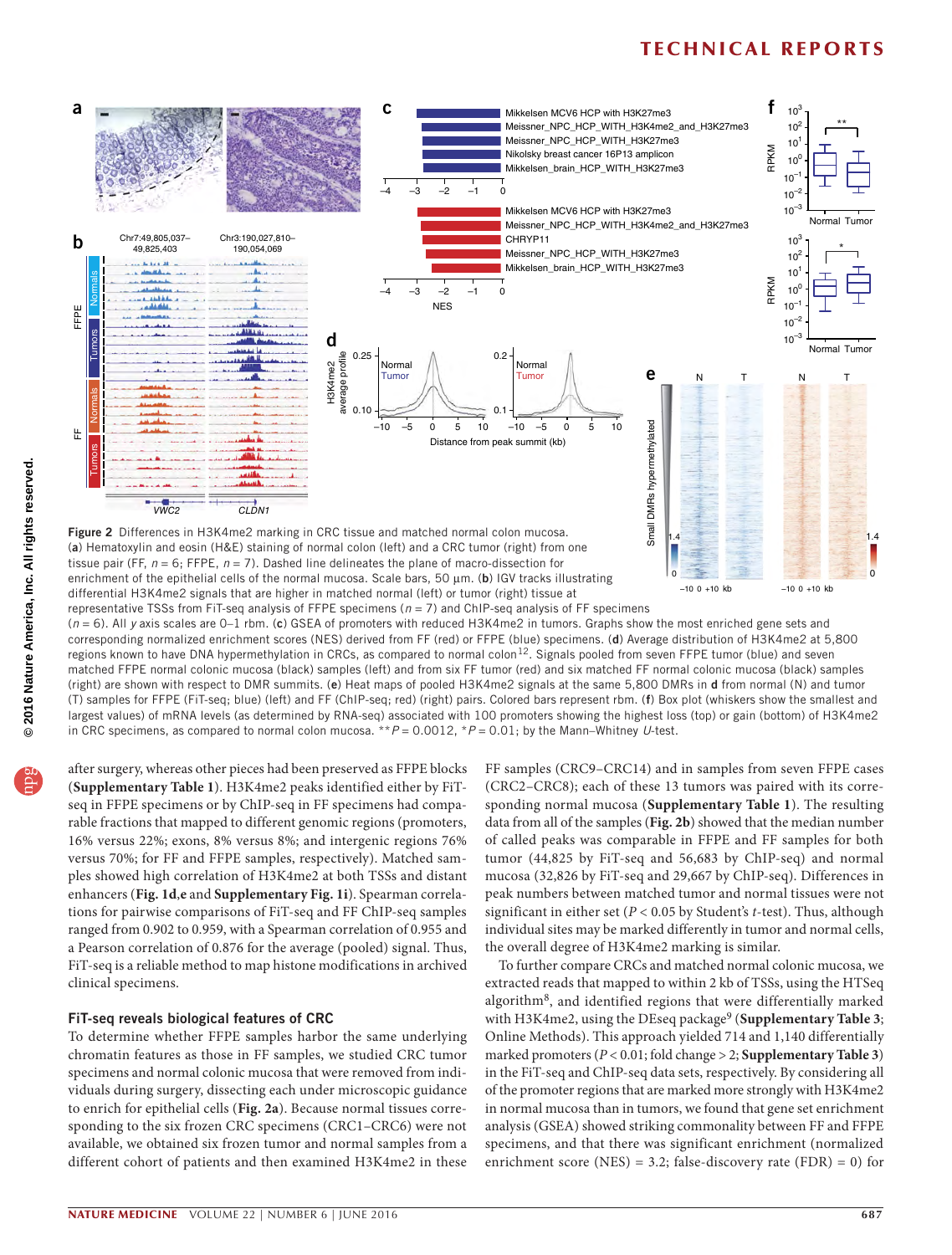**Figure 2** Differences in H3K4me2 marking in CRC tissue and matched normal colon mucosa. (**a**) Hematoxylin and eosin (H&E) staining of normal colon (left) and a CRC tumor (right) from one tissue pair (FF, $n = 6$; FFPE, $n = 7$). Dashed line delineates the plane of macro-dissection for enrichment of the epithelial cells of the normal mucosa. Scale bars, 50 μm. (**b**) IGV tracks illustrating differential H3K4me2 signals that are higher in matched normal (left) or tumor (right) tissue at representative TSSs from FiT-seq analysis of FFPE specimens ($n = 7$) and ChIP-seq analysis of FF specimens ($n = 6$). All $y$ axis scales are 0–1 rbm. (**c**) GSEA of promoters with reduced H3K4me2 in tumors. Graphs show the most enriched gene sets and corresponding normalized enrichment scores (NES) derived from FF (red) or FFPE (blue) specimens. (**d**) Average distribution of H3K4me2 at 5,800 regions known to have DNA hypermethylation in CRCs, as compared to normal colon[12]. Signals pooled from seven FFPE tumor (blue) and seven matched FFPE normal colonic mucosa (black) samples (left) and from six FF tumor (red) and six matched FF normal colonic mucosa (black) samples (right) are shown with respect to DMR summits. (**e**) Heat maps of pooled H3K4me2 signals at the same 5,800 DMRs in **d** from normal (N) and tumor (T) samples for FFPE (FiT-seq; blue) (left) and FF (ChIP-seq; red) (right) pairs. Colored bars represent rbm. (**f**) Box plot (whiskers show the smallest and largest values) of mRNA levels (as determined by RNA-seq) associated with 100 promoters showing the highest loss (top) or gain (bottom) of H3K4me2 in CRC specimens, as compared to normal colon mucosa. $^{**}P = 0.0012$, $^{*}P = 0.01$; by the Mann–Whitney $U$-test.

after surgery, whereas other pieces had been preserved as FFPE blocks (**Supplementary Table 1**). H3K4me2 peaks identified either by FiT-seq in FFPE specimens or by ChIP-seq in FF specimens had comparable fractions that mapped to different genomic regions (promoters, 16% versus 22%; exons, 8% versus 8%; and intergenic regions 76% versus 70%; for FF and FFPE samples, respectively). Matched samples showed high correlation of H3K4me2 at both TSSs and distant enhancers (**Fig. 1d**,**e** and **Supplementary Fig. 1i**). Spearman correlations for pairwise comparisons of FiT-seq and FF ChIP-seq samples ranged from 0.902 to 0.959, with a Spearman correlation of 0.955 and a Pearson correlation of 0.876 for the average (pooled) signal. Thus, FiT-seq is a reliable method to map histone modifications in archived clinical specimens.

### FiT-seq reveals biological features of CRC

To determine whether FFPE samples harbor the same underlying chromatin features as those in FF samples, we studied CRC tumor specimens and normal colonic mucosa that were removed from individuals during surgery, dissecting each under microscopic guidance to enrich for epithelial cells (**Fig. 2a**). Because normal tissues corresponding to the six frozen CRC specimens (CRC1–CRC6) were not available, we obtained six frozen tumor and normal samples from a different cohort of patients and then examined H3K4me2 in these FF samples (CRC9–CRC14) and in samples from seven FFPE cases (CRC2–CRC8); each of these 13 tumors was paired with its corresponding normal mucosa (**Supplementary Table 1**). The resulting data from all of the samples (**Fig. 2b**) showed that the median number of called peaks was comparable in FFPE and FF samples for both tumor (44,825 by FiT-seq and 56,683 by ChIP-seq) and normal mucosa (32,826 by FiT-seq and 29,667 by ChIP-seq). Differences in peak numbers between matched tumor and normal tissues were not significant in either set ($P < 0.05$ by Student's $t$-test). Thus, although individual sites may be marked differently in tumor and normal cells, the overall degree of H3K4me2 marking is similar.

To further compare CRCs and matched normal colonic mucosa, we extracted reads that mapped to within 2 kb of TSSs, using the HTSeq algorithm[8], and identified regions that were differentially marked with H3K4me2, using the DEseq package[9] (**Supplementary Table 3**; Online Methods). This approach yielded 714 and 1,140 differentially marked promoters ($P < 0.01$; fold change > 2; **Supplementary Table 3**) in the FiT-seq and ChIP-seq data sets, respectively. By considering all of the promoter regions that are marked more strongly with H3K4me2 in normal mucosa than in tumors, we found that gene set enrichment analysis (GSEA) showed striking commonality between FF and FFPE specimens, and that there was significant enrichment (normalized enrichment score (NES) = 3.2; false-discovery rate (FDR) = 0) for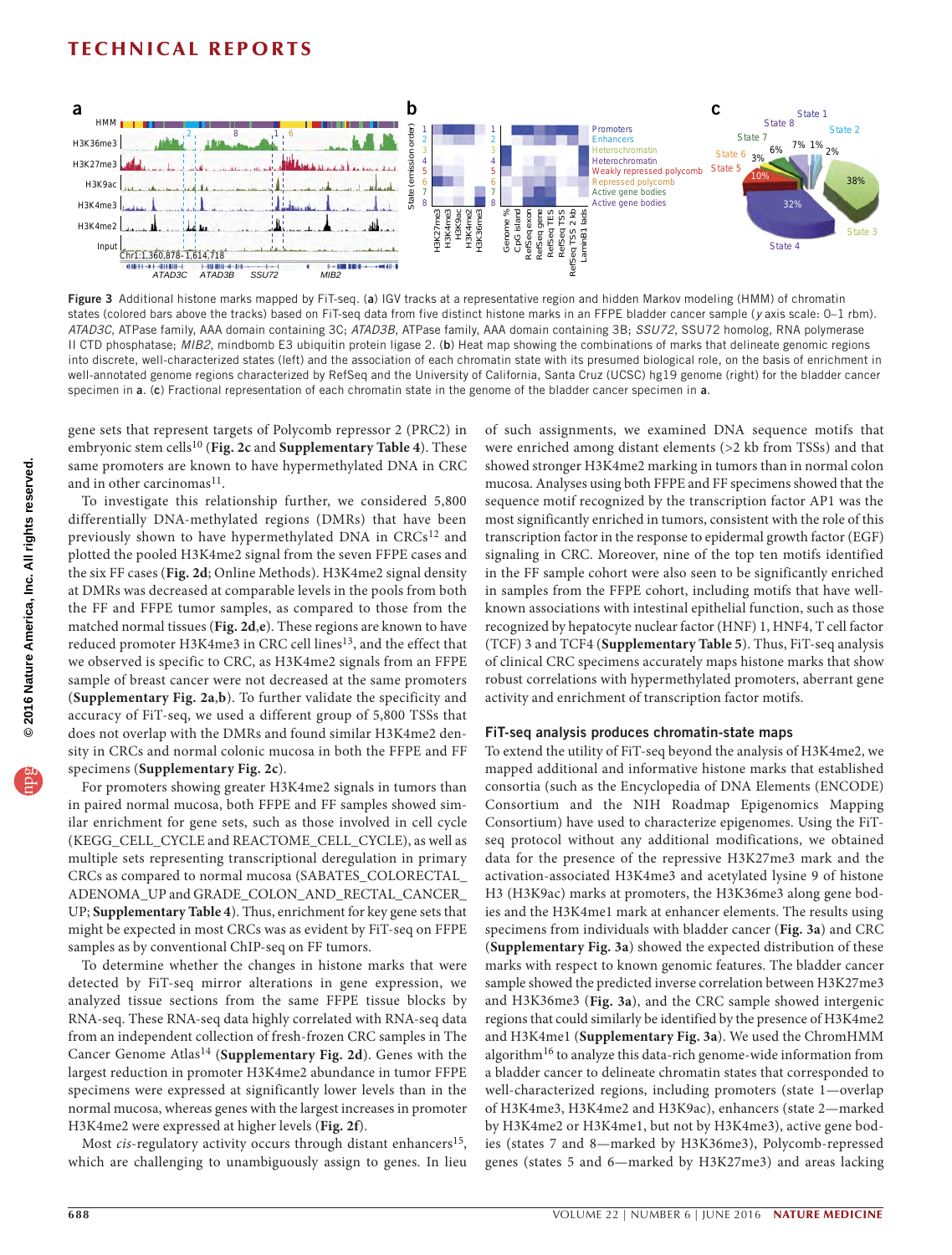Figure 3 Additional histone marks mapped by FiT-seq. (**a**) IGV tracks at a representative region and hidden Markov modeling (HMM) of chromatin states (colored bars above the tracks) based on FiT-seq data from five distinct histone marks in an FFPE bladder cancer sample (*y* axis scale: 0–1 rbm). *ATAD3C*, ATPase family, AAA domain containing 3C; *ATAD3B*, ATPase family, AAA domain containing 3B; *SSU72*, SSU72 homolog, RNA polymerase II CTD phosphatase; *MIB2*, mindbomb E3 ubiquitin protein ligase 2. (**b**) Heat map showing the combinations of marks that delineate genomic regions into discrete, well-characterized states (left) and the association of each chromatin state with its presumed biological role, on the basis of enrichment in well-annotated genome regions characterized by RefSeq and the University of California, Santa Cruz (UCSC) hg19 genome (right) for the bladder cancer specimen in **a**. (**c**) Fractional representation of each chromatin state in the genome of the bladder cancer specimen in **a**.

gene sets that represent targets of Polycomb repressor 2 (PRC2) in embryonic stem cells[10] (**Fig. 2c** and **Supplementary Table 4**). These same promoters are known to have hypermethylated DNA in CRC and in other carcinomas[11].

To investigate this relationship further, we considered 5,800 differentially DNA-methylated regions (DMRs) that have been previously shown to have hypermethylated DNA in CRCs[12] and plotted the pooled H3K4me2 signal from the seven FFPE cases and the six FF cases (**Fig. 2d**; Online Methods). H3K4me2 signal density at DMRs was decreased at comparable levels in the pools from both the FF and FFPE tumor samples, as compared to those from the matched normal tissues (**Fig. 2d,e**). These regions are known to have reduced promoter H3K4me3 in CRC cell lines[13], and the effect that we observed is specific to CRC, as H3K4me2 signals from an FFPE sample of breast cancer were not decreased at the same promoters (**Supplementary Fig. 2a**,**b**). To further validate the specificity and accuracy of FiT-seq, we used a different group of 5,800 TSSs that does not overlap with the DMRs and found similar H3K4me2 density in CRCs and normal colonic mucosa in both the FFPE and FF specimens (**Supplementary Fig. 2c**).

For promoters showing greater H3K4me2 signals in tumors than in paired normal mucosa, both FFPE and FF samples showed similar enrichment for gene sets, such as those involved in cell cycle (KEGG_CELL_CYCLE and REACTOME_CELL_CYCLE), as well as multiple sets representing transcriptional deregulation in primary CRCs as compared to normal mucosa (SABATES_COLORECTAL_ADENOMA_UP and GRADE_COLON_AND_RECTAL_CANCER_UP; **Supplementary Table 4**). Thus, enrichment for key gene sets that might be expected in most CRCs was as evident by FiT-seq on FFPE samples as by conventional ChIP-seq on FF tumors.

To determine whether the changes in histone marks that were detected by FiT-seq mirror alterations in gene expression, we analyzed tissue sections from the same FFPE tissue blocks by RNA-seq. These RNA-seq data highly correlated with RNA-seq data from an independent collection of fresh-frozen CRC samples in The Cancer Genome Atlas[14] (**Supplementary Fig. 2d**). Genes with the largest reduction in promoter H3K4me2 abundance in tumor FFPE specimens were expressed at significantly lower levels than in the normal mucosa, whereas genes with the largest increases in promoter H3K4me2 were expressed at higher levels (**Fig. 2f**).

Most *cis*-regulatory activity occurs through distant enhancers[15], which are challenging to unambiguously assign to genes. In lieu of such assignments, we examined DNA sequence motifs that were enriched among distant elements (>2 kb from TSSs) and that showed stronger H3K4me2 marking in tumors than in normal colon mucosa. Analyses using both FFPE and FF specimens showed that the sequence motif recognized by the transcription factor AP1 was the most significantly enriched in tumors, consistent with the role of this transcription factor in the response to epidermal growth factor (EGF) signaling in CRC. Moreover, nine of the top ten motifs identified in the FF sample cohort were also seen to be significantly enriched in samples from the FFPE cohort, including motifs that have well-known associations with intestinal epithelial function, such as those recognized by hepatocyte nuclear factor (HNF) 1, HNF4, T cell factor (TCF) 3 and TCF4 (**Supplementary Table 5**). Thus, FiT-seq analysis of clinical CRC specimens accurately maps histone marks that show robust correlations with hypermethylated promoters, aberrant gene activity and enrichment of transcription factor motifs.

## FiT-seq analysis produces chromatin-state maps

To extend the utility of FiT-seq beyond the analysis of H3K4me2, we mapped additional and informative histone marks that established consortia (such as the Encyclopedia of DNA Elements (ENCODE) Consortium and the NIH Roadmap Epigenomics Mapping Consortium) have used to characterize epigenomes. Using the FiT-seq protocol without any additional modifications, we obtained data for the presence of the repressive H3K27me3 mark and the activation-associated H3K4me3 and acetylated lysine 9 of histone H3 (H3K9ac) marks at promoters, the H3K36me3 along gene bodies and the H3K4me1 mark at enhancer elements. The results using specimens from individuals with bladder cancer (**Fig. 3a**) and CRC (**Supplementary Fig. 3a**) showed the expected distribution of these marks with respect to known genomic features. The bladder cancer sample showed the predicted inverse correlation between H3K27me3 and H3K36me3 (**Fig. 3a**), and the CRC sample showed intergenic regions that could similarly be identified by the presence of H3K4me2 and H3K4me1 (**Supplementary Fig. 3a**). We used the ChromHMM algorithm[16] to analyze this data-rich genome-wide information from a bladder cancer to delineate chromatin states that corresponded to well-characterized regions, including promoters (state 1—overlap of H3K4me3, H3K4me2 and H3K9ac), enhancers (state 2—marked by H3K4me2 or H3K4me1, but not by H3K4me3), active gene bodies (states 7 and 8—marked by H3K36me3), Polycomb-repressed genes (states 5 and 6—marked by H3K27me3) and areas lacking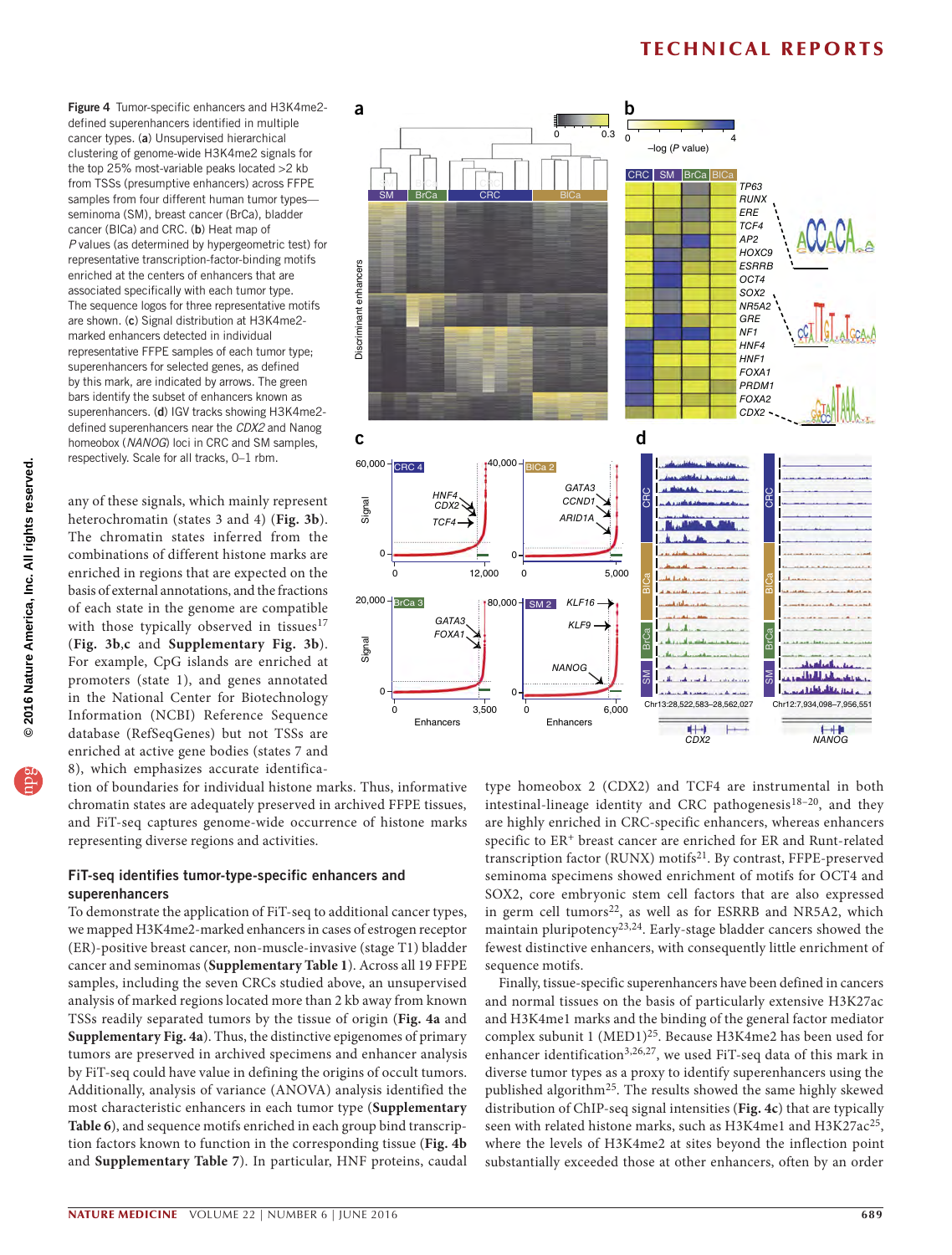Figure 4 Tumor-specific enhancers and H3K4me2-defined superenhancers identified in multiple cancer types. (**a**) Unsupervised hierarchical clustering of genome-wide H3K4me2 signals for the top 25% most-variable peaks located >2 kb from TSSs (presumptive enhancers) across FFPE samples from four different human tumor types—seminoma (SM), breast cancer (BrCa), bladder cancer (BlCa) and CRC. (**b**) Heat map of *P* values (as determined by hypergeometric test) for representative transcription-factor-binding motifs enriched at the centers of enhancers that are associated specifically with each tumor type. The sequence logos for three representative motifs are shown. (**c**) Signal distribution at H3K4me2-marked enhancers detected in individual representative FFPE samples of each tumor type; superenhancers for selected genes, as defined by this mark, are indicated by arrows. The green bars identify the subset of enhancers known as superenhancers. (**d**) IGV tracks showing H3K4me2-defined superenhancers near the *CDX2* and Nanog homeobox (*NANOG*) loci in CRC and SM samples, respectively. Scale for all tracks, 0–1 rbm.

any of these signals, which mainly represent heterochromatin (states 3 and 4) (**Fig. 3b**). The chromatin states inferred from the combinations of different histone marks are enriched in regions that are expected on the basis of external annotations, and the fractions of each state in the genome are compatible with those typically observed in tissues[17] (**Fig. 3b**,**c** and **Supplementary Fig. 3b**). For example, CpG islands are enriched at promoters (state 1), and genes annotated in the National Center for Biotechnology Information (NCBI) Reference Sequence database (RefSeqGenes) but not TSSs are enriched at active gene bodies (states 7 and 8), which emphasizes accurate identification of boundaries for individual histone marks. Thus, informative chromatin states are adequately preserved in archived FFPE tissues, and FiT-seq captures genome-wide occurrence of histone marks representing diverse regions and activities.

### FiT-seq identifies tumor-type-specific enhancers and superenhancers

To demonstrate the application of FiT-seq to additional cancer types, we mapped H3K4me2-marked enhancers in cases of estrogen receptor (ER)-positive breast cancer, non-muscle-invasive (stage T1) bladder cancer and seminomas (**Supplementary Table 1**). Across all 19 FFPE samples, including the seven CRCs studied above, an unsupervised analysis of marked regions located more than 2 kb away from known TSSs readily separated tumors by the tissue of origin (**Fig. 4a** and **Supplementary Fig. 4a**). Thus, the distinctive epigenomes of primary tumors are preserved in archived specimens and enhancer analysis by FiT-seq could have value in defining the origins of occult tumors. Additionally, analysis of variance (ANOVA) analysis identified the most characteristic enhancers in each tumor type (**Supplementary Table 6**), and sequence motifs enriched in each group bind transcription factors known to function in the corresponding tissue (**Fig. 4b** and **Supplementary Table 7**). In particular, HNF proteins, caudal type homeobox 2 (CDX2) and TCF4 are instrumental in both intestinal-lineage identity and CRC pathogenesis[18–20], and they are highly enriched in CRC-specific enhancers, whereas enhancers specific to ER[+] breast cancer are enriched for ER and Runt-related transcription factor (RUNX) motifs[21]. By contrast, FFPE-preserved seminoma specimens showed enrichment of motifs for OCT4 and SOX2, core embryonic stem cell factors that are also expressed in germ cell tumors[22], as well as for ESRRB and NR5A2, which maintain pluripotency[23,24]. Early-stage bladder cancers showed the fewest distinctive enhancers, with consequently little enrichment of sequence motifs.

Finally, tissue-specific superenhancers have been defined in cancers and normal tissues on the basis of particularly extensive H3K27ac and H3K4me1 marks and the binding of the general factor mediator complex subunit 1 (MED1)[25]. Because H3K4me2 has been used for enhancer identification[3,26,27], we used FiT-seq data of this mark in diverse tumor types as a proxy to identify superenhancers using the published algorithm[25]. The results showed the same highly skewed distribution of ChIP-seq signal intensities (**Fig. 4c**) that are typically seen with related histone marks, such as H3K4me1 and H3K27ac[25], where the levels of H3K4me2 at sites beyond the inflection point substantially exceeded those at other enhancers, often by an order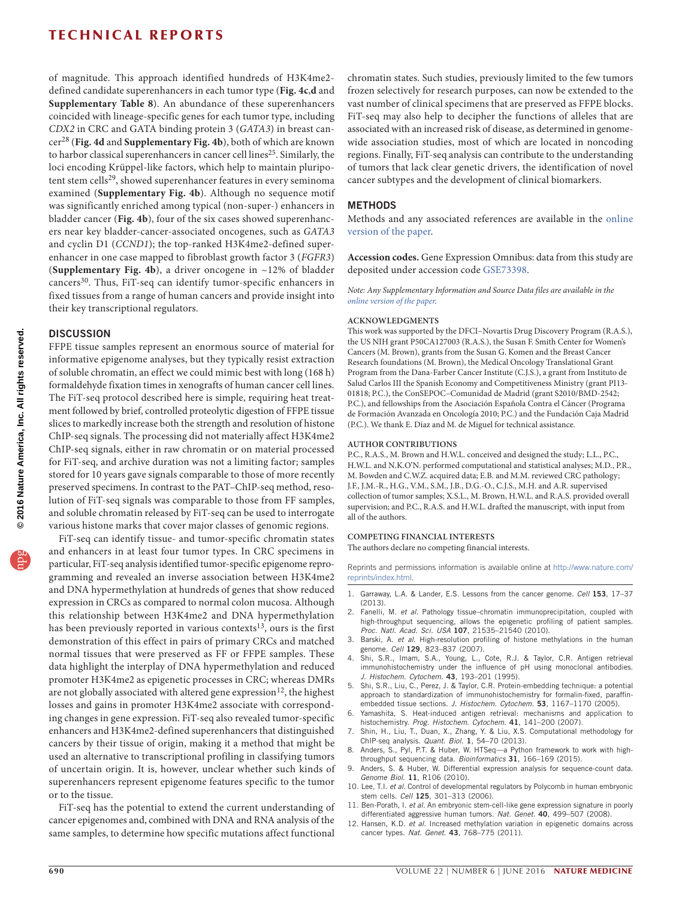of magnitude. This approach identified hundreds of H3K4me2-defined candidate superenhancers in each tumor type (**Fig. 4c**,**d** and **Supplementary Table 8**). An abundance of these superenhancers coincided with lineage-specific genes for each tumor type, including *CDX2* in CRC and GATA binding protein 3 (*GATA3*) in breast cancer[28] (**Fig. 4d** and **Supplementary Fig. 4b**), both of which are known to harbor classical superenhancers in cancer cell lines[25]. Similarly, the loci encoding Krüppel-like factors, which help to maintain pluripotent stem cells[29], showed superenhancer features in every seminoma examined (**Supplementary Fig. 4b**). Although no sequence motif was significantly enriched among typical (non-super-) enhancers in bladder cancer (**Fig. 4b**), four of the six cases showed superenhancers near key bladder-cancer-associated oncogenes, such as *GATA3* and cyclin D1 (*CCND1*); the top-ranked H3K4me2-defined superenhancer in one case mapped to fibroblast growth factor 3 (*FGFR3*) (**Supplementary Fig. 4b**), a driver oncogene in ~12% of bladder cancers[30]. Thus, FiT-seq can identify tumor-specific enhancers in fixed tissues from a range of human cancers and provide insight into their key transcriptional regulators.

## DISCUSSION

FFPE tissue samples represent an enormous source of material for informative epigenome analyses, but they typically resist extraction of soluble chromatin, an effect we could mimic best with long (168 h) formaldehyde fixation times in xenografts of human cancer cell lines. The FiT-seq protocol described here is simple, requiring heat treatment followed by brief, controlled proteolytic digestion of FFPE tissue slices to markedly increase both the strength and resolution of histone ChIP-seq signals. The processing did not materially affect H3K4me2 ChIP-seq signals, either in raw chromatin or on material processed for FiT-seq, and archive duration was not a limiting factor; samples stored for 10 years gave signals comparable to those of more recently preserved specimens. In contrast to the PAT–ChIP-seq method, resolution of FiT-seq signals was comparable to those from FF samples, and soluble chromatin released by FiT-seq can be used to interrogate various histone marks that cover major classes of genomic regions.

FiT-seq can identify tissue- and tumor-specific chromatin states and enhancers in at least four tumor types. In CRC specimens in particular, FiT-seq analysis identified tumor-specific epigenome reprogramming and revealed an inverse association between H3K4me2 and DNA hypermethylation at hundreds of genes that show reduced expression in CRCs as compared to normal colon mucosa. Although this relationship between H3K4me2 and DNA hypermethylation has been previously reported in various contexts[13], ours is the first demonstration of this effect in pairs of primary CRCs and matched normal tissues that were preserved as FF or FFPE samples. These data highlight the interplay of DNA hypermethylation and reduced promoter H3K4me2 as epigenetic processes in CRC; whereas DMRs are not globally associated with altered gene expression[12], the highest losses and gains in promoter H3K4me2 associate with corresponding changes in gene expression. FiT-seq also revealed tumor-specific enhancers and H3K4me2-defined superenhancers that distinguished cancers by their tissue of origin, making it a method that might be used an alternative to transcriptional profiling in classifying tumors of uncertain origin. It is, however, unclear whether such kinds of superenhancers represent epigenome features specific to the tumor or to the tissue.

FiT-seq has the potential to extend the current understanding of cancer epigenomes and, combined with DNA and RNA analysis of the same samples, to determine how specific mutations affect functional chromatin states. Such studies, previously limited to the few tumors frozen selectively for research purposes, can now be extended to the vast number of clinical specimens that are preserved as FFPE blocks. FiT-seq may also help to decipher the functions of alleles that are associated with an increased risk of disease, as determined in genome-wide association studies, most of which are located in noncoding regions. Finally, FiT-seq analysis can contribute to the understanding of tumors that lack clear genetic drivers, the identification of novel cancer subtypes and the development of clinical biomarkers.

## METHODS

Methods and any associated references are available in the online version of the paper.

**Accession codes.** Gene Expression Omnibus: data from this study are deposited under accession code GSE73398.

*Note: Any Supplementary Information and Source Data files are available in the online version of the paper.*

### ACKNOWLEDGMENTS

This work was supported by the DFCI–Novartis Drug Discovery Program (R.A.S.), the US NIH grant P50CA127003 (R.A.S.), the Susan F. Smith Center for Women's Cancers (M. Brown), grants from the Susan G. Komen and the Breast Cancer Research foundations (M. Brown), the Medical Oncology Translational Grant Program from the Dana-Farber Cancer Institute (C.J.S.), a grant from Instituto de Salud Carlos III the Spanish Economy and Competitiveness Ministry (grant PI13-01818; P.C.), the ConSEPOC–Comunidad de Madrid (grant S2010/BMD-2542; P.C.), and fellowships from the Asociación Española Contra el Cáncer (Programa de Formación Avanzada en Oncología 2010; P.C.) and the Fundación Caja Madrid (P.C.). We thank E. Díaz and M. de Miguel for technical assistance.

### AUTHOR CONTRIBUTIONS

P.C., R.A.S., M. Brown and H.W.L. conceived and designed the study; L.L., P.C., H.W.L. and N.K.O'N. performed computational and statistical analyses; M.D., P.R., M. Bowden and C.W.Z. acquired data; E.B. and M.M. reviewed CRC pathology; J.F., J.M.-R., H.G., V.M., S.M., J.B., D.G.-O., C.J.S., M.H. and A.R. supervised collection of tumor samples; X.S.L., M. Brown, H.W.L. and R.A.S. provided overall supervision; and P.C., R.A.S. and H.W.L. drafted the manuscript, with input from all of the authors.

### COMPETING FINANCIAL INTERESTS

The authors declare no competing financial interests.

Reprints and permissions information is available online at http://www.nature.com/reprints/index.html.

1. Garraway, L.A. & Lander, E.S. Lessons from the cancer genome. *Cell* **153**, 17–37 (2013).
2. Fanelli, M. *et al.* Pathology tissue–chromatin immunoprecipitation, coupled with high-throughput sequencing, allows the epigenetic profiling of patient samples. *Proc. Natl. Acad. Sci. USA* **107**, 21535–21540 (2010).
3. Barski, A. *et al.* High-resolution profiling of histone methylations in the human genome. *Cell* **129**, 823–837 (2007).
4. Shi, S.R., Imam, S.A., Young, L., Cote, R.J. & Taylor, C.R. Antigen retrieval immunohistochemistry under the influence of pH using monoclonal antibodies. *J. Histochem. Cytochem.* **43**, 193–201 (1995).
5. Shi, S.R., Liu, C., Perez, J. & Taylor, C.R. Protein-embedding technique: a potential approach to standardization of immunohistochemistry for formalin-fixed, paraffin-embedded tissue sections. *J. Histochem. Cytochem.* **53**, 1167–1170 (2005).
6. Yamashita, S. Heat-induced antigen retrieval: mechanisms and application to histochemistry. *Prog. Histochem. Cytochem.* **41**, 141–200 (2007).
7. Shin, H., Liu, T., Duan, X., Zhang, Y. & Liu, X.S. Computational methodology for ChIP-seq analysis. *Quant. Biol.* **1**, 54–70 (2013).
8. Anders, S., Pyl, P.T. & Huber, W. HTSeq—a Python framework to work with high-throughput sequencing data. *Bioinformatics* **31**, 166–169 (2015).
9. Anders, S. & Huber, W. Differential expression analysis for sequence-count data. *Genome Biol.* **11**, R106 (2010).
10. Lee, T.I. *et al.* Control of developmental regulators by Polycomb in human embryonic stem cells. *Cell* **125**, 301–313 (2006).
11. Ben-Porath, I. *et al.* An embryonic stem-cell-like gene expression signature in poorly differentiated aggressive human tumors. *Nat. Genet.* **40**, 499–507 (2008).
12. Hansen, K.D. *et al.* Increased methylation variation in epigenetic domains across cancer types. *Nat. Genet.* **43**, 768–775 (2011).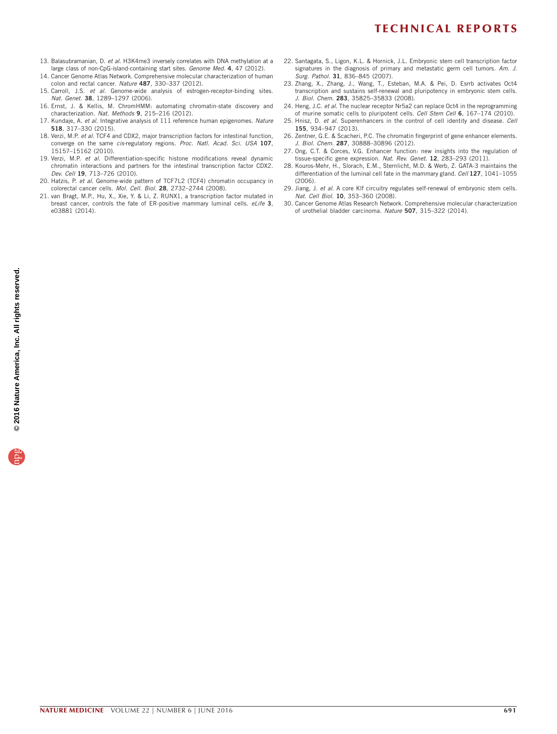13. Balasubramanian, D. *et al.* H3K4me3 inversely correlates with DNA methylation at a large class of non-CpG-island-containing start sites. *Genome Med.* **4**, 47 (2012).
14. Cancer Genome Atlas Network. Comprehensive molecular characterization of human colon and rectal cancer. *Nature* **487**, 330–337 (2012).
15. Carroll, J.S. *et al.* Genome-wide analysis of estrogen-receptor-binding sites. *Nat. Genet.* **38**, 1289–1297 (2006).
16. Ernst, J. & Kellis, M. ChromHMM: automating chromatin-state discovery and characterization. *Nat. Methods* **9**, 215–216 (2012).
17. Kundaje, A. *et al.* Integrative analysis of 111 reference human epigenomes. *Nature* **518**, 317–330 (2015).
18. Verzi, M.P. *et al.* TCF4 and CDX2, major transcription factors for intestinal function, converge on the same *cis*-regulatory regions. *Proc. Natl. Acad. Sci. USA* **107**, 15157–15162 (2010).
19. Verzi, M.P. *et al.* Differentiation-specific histone modifications reveal dynamic chromatin interactions and partners for the intestinal transcription factor CDX2. *Dev. Cell* **19**, 713–726 (2010).
20. Hatzis, P. *et al.* Genome-wide pattern of TCF7L2 (TCF4) chromatin occupancy in colorectal cancer cells. *Mol. Cell. Biol.* **28**, 2732–2744 (2008).
21. van Bragt, M.P., Hu, X., Xie, Y. & Li, Z. RUNX1, a transcription factor mutated in breast cancer, controls the fate of ER-positive mammary luminal cells. *eLife* **3**, e03881 (2014).
22. Santagata, S., Ligon, K.L. & Hornick, J.L. Embryonic stem cell transcription factor signatures in the diagnosis of primary and metastatic germ cell tumors. *Am. J. Surg. Pathol.* **31**, 836–845 (2007).
23. Zhang, X., Zhang, J., Wang, T., Esteban, M.A. & Pei, D. Esrrb activates Oct4 transcription and sustains self-renewal and pluripotency in embryonic stem cells. *J. Biol. Chem.* **283**, 35825–35833 (2008).
24. Heng, J.C. *et al.* The nuclear receptor Nr5a2 can replace Oct4 in the reprogramming of murine somatic cells to pluripotent cells. *Cell Stem Cell* **6**, 167–174 (2010).
25. Hnisz, D. *et al.* Superenhancers in the control of cell identity and disease. *Cell* **155**, 934–947 (2013).
26. Zentner, G.E. & Scacheri, P.C. The chromatin fingerprint of gene enhancer elements. *J. Biol. Chem.* **287**, 30888–30896 (2012).
27. Ong, C.T. & Corces, V.G. Enhancer function: new insights into the regulation of tissue-specific gene expression. *Nat. Rev. Genet.* **12**, 283–293 (2011).
28. Kouros-Mehr, H., Slorach, E.M., Sternlicht, M.D. & Werb, Z. GATA-3 maintains the differentiation of the luminal cell fate in the mammary gland. *Cell* **127**, 1041–1055 (2006).
29. Jiang, J. *et al.* A core Klf circuitry regulates self-renewal of embryonic stem cells. *Nat. Cell Biol.* **10**, 353–360 (2008).
30. Cancer Genome Atlas Research Network. Comprehensive molecular characterization of urothelial bladder carcinoma. *Nature* **507**, 315–322 (2014).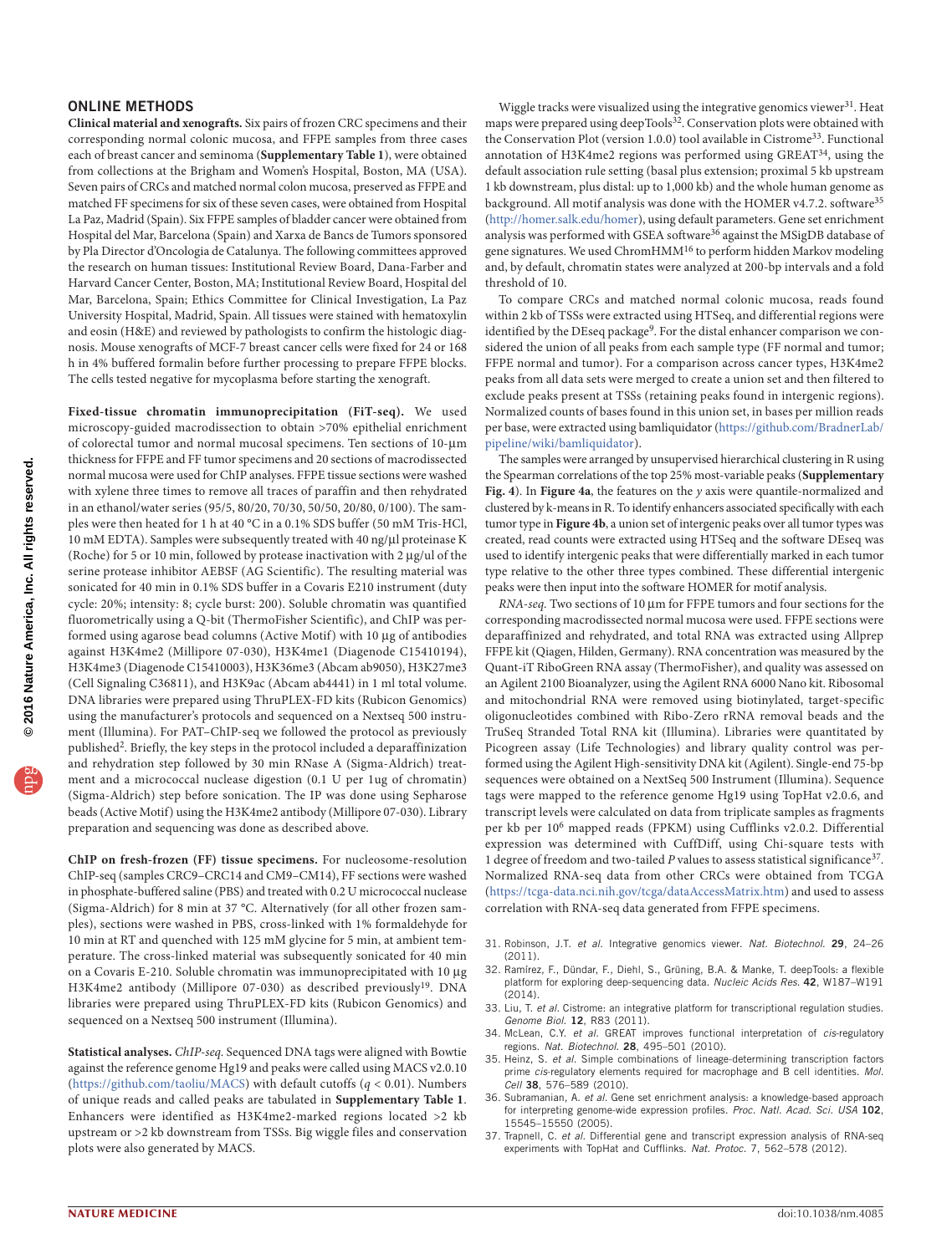## ONLINE METHODS

**Clinical material and xenografts.** Six pairs of frozen CRC specimens and their corresponding normal colonic mucosa, and FFPE samples from three cases each of breast cancer and seminoma (**Supplementary Table 1**), were obtained from collections at the Brigham and Women's Hospital, Boston, MA (USA). Seven pairs of CRCs and matched normal colon mucosa, preserved as FFPE and matched FF specimens for six of these seven cases, were obtained from Hospital La Paz, Madrid (Spain). Six FFPE samples of bladder cancer were obtained from Hospital del Mar, Barcelona (Spain) and Xarxa de Bancs de Tumors sponsored by Pla Director d'Oncologia de Catalunya. The following committees approved the research on human tissues: Institutional Review Board, Dana-Farber and Harvard Cancer Center, Boston, MA; Institutional Review Board, Hospital del Mar, Barcelona, Spain; Ethics Committee for Clinical Investigation, La Paz University Hospital, Madrid, Spain. All tissues were stained with hematoxylin and eosin (H&E) and reviewed by pathologists to confirm the histologic diagnosis. Mouse xenografts of MCF-7 breast cancer cells were fixed for 24 or 168 h in 4% buffered formalin before further processing to prepare FFPE blocks. The cells tested negative for mycoplasma before starting the xenograft.

**Fixed-tissue chromatin immunoprecipitation (FiT-seq).** We used microscopy-guided macrodissection to obtain >70% epithelial enrichment of colorectal tumor and normal mucosal specimens. Ten sections of 10-μm thickness for FFPE and FF tumor specimens and 20 sections of macrodissected normal mucosa were used for ChIP analyses. FFPE tissue sections were washed with xylene three times to remove all traces of paraffin and then rehydrated in an ethanol/water series (95/5, 80/20, 70/30, 50/50, 20/80, 0/100). The samples were then heated for 1 h at 40 °C in a 0.1% SDS buffer (50 mM Tris-HCl, 10 mM EDTA). Samples were subsequently treated with 40 ng/μl proteinase K (Roche) for 5 or 10 min, followed by protease inactivation with 2 μg/ul of the serine protease inhibitor AEBSF (AG Scientific). The resulting material was sonicated for 40 min in 0.1% SDS buffer in a Covaris E210 instrument (duty cycle: 20%; intensity: 8; cycle burst: 200). Soluble chromatin was quantified fluorometrically using a Q-bit (ThermoFisher Scientific), and ChIP was performed using agarose bead columns (Active Motif) with 10 μg of antibodies against H3K4me2 (Millipore 07-030), H3K4me1 (Diagenode C15410194), H3K4me3 (Diagenode C15410003), H3K36me3 (Abcam ab9050), H3K27me3 (Cell Signaling C36811), and H3K9ac (Abcam ab4441) in 1 ml total volume. DNA libraries were prepared using ThruPLEX-FD kits (Rubicon Genomics) using the manufacturer's protocols and sequenced on a Nextseq 500 instrument (Illumina). For PAT–ChIP-seq we followed the protocol as previously published[2]. Briefly, the key steps in the protocol included a deparaffinization and rehydration step followed by 30 min RNase A (Sigma-Aldrich) treatment and a micrococcal nuclease digestion (0.1 U per 1ug of chromatin) (Sigma-Aldrich) step before sonication. The IP was done using Sepharose beads (Active Motif) using the H3K4me2 antibody (Millipore 07-030). Library preparation and sequencing was done as described above.

**ChIP on fresh-frozen (FF) tissue specimens.** For nucleosome-resolution ChIP-seq (samples CRC9–CRC14 and CM9–CM14), FF sections were washed in phosphate-buffered saline (PBS) and treated with 0.2 U micrococcal nuclease (Sigma-Aldrich) for 8 min at 37 °C. Alternatively (for all other frozen samples), sections were washed in PBS, cross-linked with 1% formaldehyde for 10 min at RT and quenched with 125 mM glycine for 5 min, at ambient temperature. The cross-linked material was subsequently sonicated for 40 min on a Covaris E-210. Soluble chromatin was immunoprecipitated with 10 μg H3K4me2 antibody (Millipore 07-030) as described previously[19]. DNA libraries were prepared using ThruPLEX-FD kits (Rubicon Genomics) and sequenced on a Nextseq 500 instrument (Illumina).

**Statistical analyses.** *ChIP-seq.* Sequenced DNA tags were aligned with Bowtie against the reference genome Hg19 and peaks were called using MACS v2.0.10 (https://github.com/taoliu/MACS) with default cutoffs ($q < 0.01$). Numbers of unique reads and called peaks are tabulated in **Supplementary Table 1**. Enhancers were identified as H3K4me2-marked regions located >2 kb upstream or >2 kb downstream from TSSs. Big wiggle files and conservation plots were also generated by MACS.

Wiggle tracks were visualized using the integrative genomics viewer[31]. Heat maps were prepared using deepTools[32]. Conservation plots were obtained with the Conservation Plot (version 1.0.0) tool available in Cistrome[33]. Functional annotation of H3K4me2 regions was performed using GREAT[34], using the default association rule setting (basal plus extension; proximal 5 kb upstream 1 kb downstream, plus distal: up to 1,000 kb) and the whole human genome as background. All motif analysis was done with the HOMER v4.7.2. software[35] (http://homer.salk.edu/homer), using default parameters. Gene set enrichment analysis was performed with GSEA software[36] against the MSigDB database of gene signatures. We used ChromHMM[16] to perform hidden Markov modeling and, by default, chromatin states were analyzed at 200-bp intervals and a fold threshold of 10.

To compare CRCs and matched normal colonic mucosa, reads found within 2 kb of TSSs were extracted using HTSeq, and differential regions were identified by the DEseq package[9]. For the distal enhancer comparison we considered the union of all peaks from each sample type (FF normal and tumor; FFPE normal and tumor). For a comparison across cancer types, H3K4me2 peaks from all data sets were merged to create a union set and then filtered to exclude peaks present at TSSs (retaining peaks found in intergenic regions). Normalized counts of bases found in this union set, in bases per million reads per base, were extracted using bamliquidator (https://github.com/BradnerLab/pipeline/wiki/bamliquidator).

The samples were arranged by unsupervised hierarchical clustering in R using the Spearman correlations of the top 25% most-variable peaks (**Supplementary Fig. 4**). In **Figure 4a**, the features on the *y* axis were quantile-normalized and clustered by k-means in R. To identify enhancers associated specifically with each tumor type in **Figure 4b**, a union set of intergenic peaks over all tumor types was created, read counts were extracted using HTSeq and the software DEseq was used to identify intergenic peaks that were differentially marked in each tumor type relative to the other three types combined. These differential intergenic peaks were then input into the software HOMER for motif analysis.

*RNA-seq.* Two sections of 10 μm for FFPE tumors and four sections for the corresponding macrodissected normal mucosa were used. FFPE sections were deparaffinized and rehydrated, and total RNA was extracted using Allprep FFPE kit (Qiagen, Hilden, Germany). RNA concentration was measured by the Quant-iT RiboGreen RNA assay (ThermoFisher), and quality was assessed on an Agilent 2100 Bioanalyzer, using the Agilent RNA 6000 Nano kit. Ribosomal and mitochondrial RNA were removed using biotinylated, target-specific oligonucleotides combined with Ribo-Zero rRNA removal beads and the TruSeq Stranded Total RNA kit (Illumina). Libraries were quantitated by Picogreen assay (Life Technologies) and library quality control was performed using the Agilent High-sensitivity DNA kit (Agilent). Single-end 75-bp sequences were obtained on a NextSeq 500 Instrument (Illumina). Sequence tags were mapped to the reference genome Hg19 using TopHat v2.0.6, and transcript levels were calculated on data from triplicate samples as fragments per kb per $10^6$ mapped reads (FPKM) using Cufflinks v2.0.2. Differential expression was determined with CuffDiff, using Chi-square tests with 1 degree of freedom and two-tailed $P$ values to assess statistical significance[37]. Normalized RNA-seq data from other CRCs were obtained from TCGA (https://tcga-data.nci.nih.gov/tcga/dataAccessMatrix.htm) and used to assess correlation with RNA-seq data generated from FFPE specimens.

31. Robinson, J.T. *et al.* Integrative genomics viewer. *Nat. Biotechnol.* **29**, 24–26 (2011).
32. Ramírez, F., Dündar, F., Diehl, S., Grüning, B.A. & Manke, T. deepTools: a flexible platform for exploring deep-sequencing data. *Nucleic Acids Res.* **42**, W187–W191 (2014).
33. Liu, T. *et al.* Cistrome: an integrative platform for transcriptional regulation studies. *Genome Biol.* **12**, R83 (2011).
34. McLean, C.Y. *et al.* GREAT improves functional interpretation of *cis*-regulatory regions. *Nat. Biotechnol.* **28**, 495–501 (2010).
35. Heinz, S. *et al.* Simple combinations of lineage-determining transcription factors prime *cis*-regulatory elements required for macrophage and B cell identities. *Mol. Cell* **38**, 576–589 (2010).
36. Subramanian, A. *et al.* Gene set enrichment analysis: a knowledge-based approach for interpreting genome-wide expression profiles. *Proc. Natl. Acad. Sci. USA* **102**, 15545–15550 (2005).
37. Trapnell, C. *et al.* Differential gene and transcript expression analysis of RNA-seq experiments with TopHat and Cufflinks. *Nat. Protoc.* 7, 562–578 (2012).